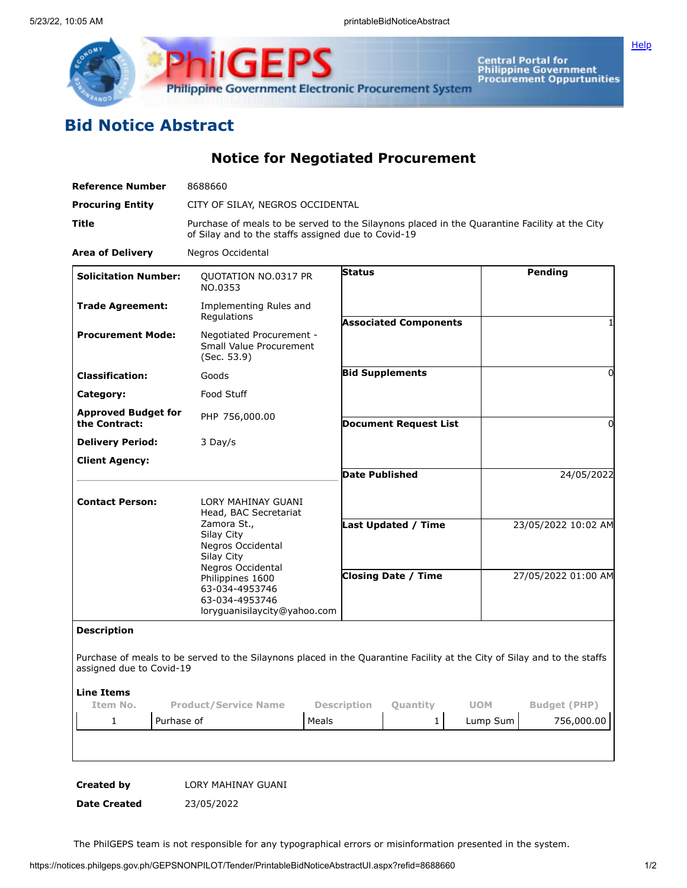# Bid Notice Abstract

## Notice for Negotiated Procurement

| | |
|---|---|
| **Reference Number** | 8688660 |
| **Procuring Entity** | CITY OF SILAY, NEGROS OCCIDENTAL |
| **Title** | Purchase of meals to be served to the Silaynons placed in the Quarantine Facility at the City of Silay and to the staffs assigned due to Covid-19 |
| **Area of Delivery** | Negros Occidental |

| | | | |
|---|---|---|---|
| **Solicitation Number:** | QUOTATION NO.0317 PR NO.0353 | **Status** | Pending |
| **Trade Agreement:** | Implementing Rules and Regulations | **Associated Components** | 1 |
| **Procurement Mode:** | Negotiated Procurement - Small Value Procurement (Sec. 53.9) | **Bid Supplements** | 0 |
| **Classification:** | Goods | **Document Request List** | 0 |
| **Category:** | Food Stuff | **Date Published** | 24/05/2022 |
| **Approved Budget for the Contract:** | PHP 756,000.00 | **Last Updated / Time** | 23/05/2022 10:02 AM |
| **Delivery Period:** | 3 Day/s | **Closing Date / Time** | 27/05/2022 01:00 AM |
| **Client Agency:** | | | |
| **Contact Person:** | LORY MAHINAY GUANI<br>Head, BAC Secretariat<br>Zamora St.,<br>Silay City<br>Negros Occidental<br>Silay City<br>Negros Occidental<br>Philippines 1600<br>63-034-4953746<br>63-034-4953746<br>loryguanisilaycity@yahoo.com | | |

**Description**

Purchase of meals to be served to the Silaynons placed in the Quarantine Facility at the City of Silay and to the staffs assigned due to Covid-19

**Line Items**

| Item No. | Product/Service Name | Description | Quantity | UOM | Budget (PHP) |
|---|---|---|---|---|---|
| 1 | Purhase of | Meals | 1 | Lump Sum | 756,000.00 |

| | |
|---|---|
| **Created by** | LORY MAHINAY GUANI |
| **Date Created** | 23/05/2022 |

The PhilGEPS team is not responsible for any typographical errors or misinformation presented in the system.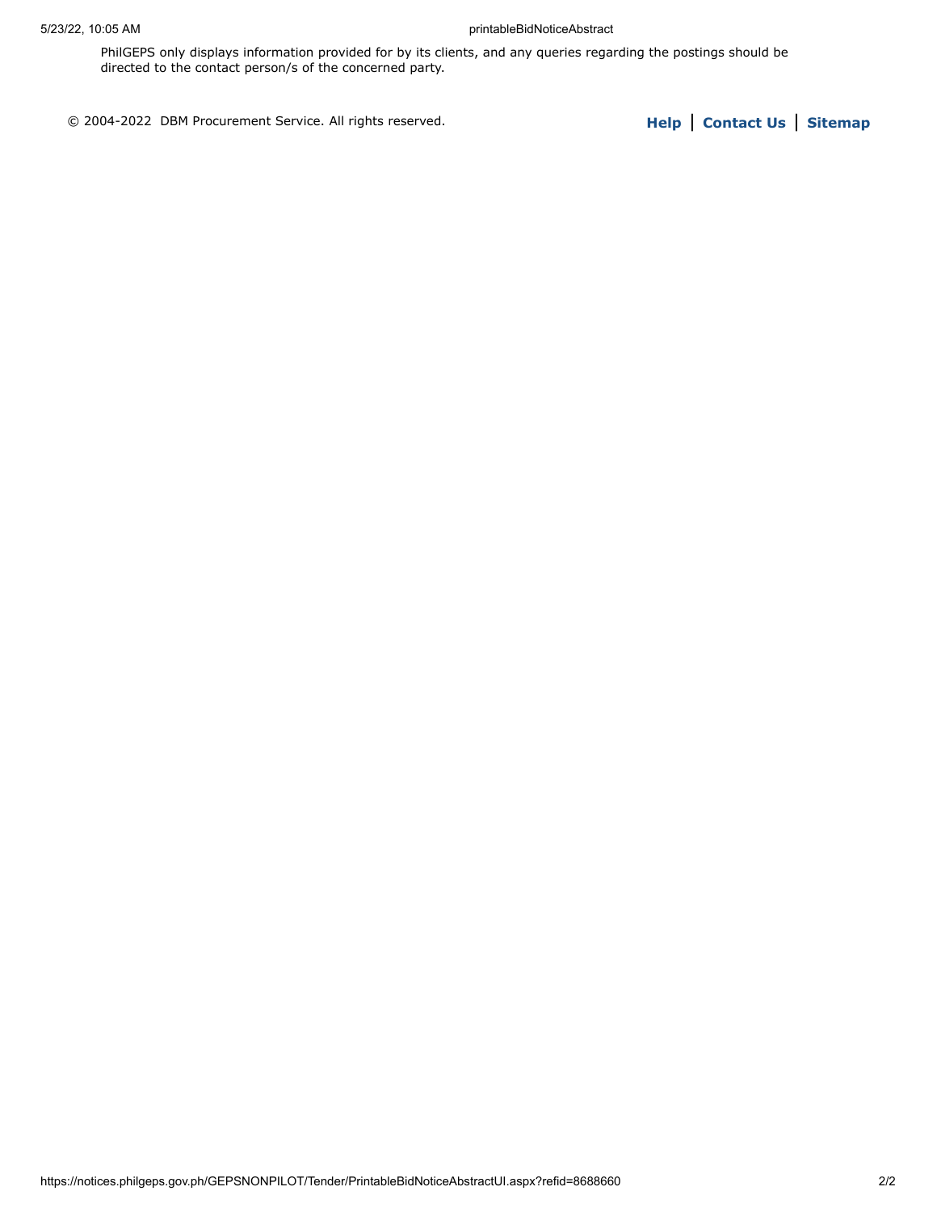PhilGEPS only displays information provided for by its clients, and any queries regarding the postings should be directed to the contact person/s of the concerned party.

© 2004-2022 DBM Procurement Service. All rights reserved.

**Help** | **Contact Us** | **Sitemap**